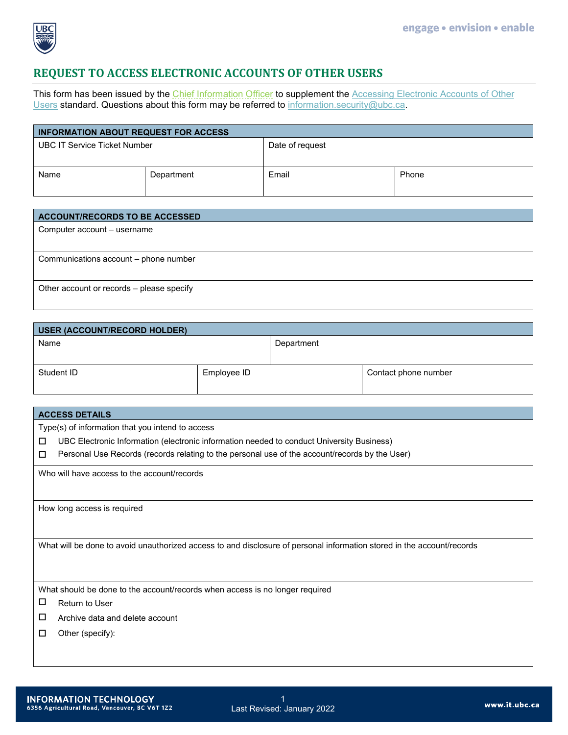# REQUEST TO ACCESS ELECTRONIC ACCOUNTS OF OTHER USERS

This form has been issued by the Chief Information Officer to supplement the Accessing Electronic Accounts of Other Users standard. Questions about this form may be referred to information.security@ubc.ca.

| INFORMATION ABOUT REQUEST FOR ACCESS | | | |
|---|---|---|---|
| UBC IT Service Ticket Number | | Date of request | |
| Name | Department | Email | Phone |

| ACCOUNT/RECORDS TO BE ACCESSED |
|---|
| Computer account – username |
| Communications account – phone number |
| Other account or records – please specify |

| USER (ACCOUNT/RECORD HOLDER) | | |
|---|---|---|
| Name | | Department |
| Student ID | Employee ID | Contact phone number |

| ACCESS DETAILS |
|---|
| Type(s) of information that you intend to access<br>☐ UBC Electronic Information (electronic information needed to conduct University Business)<br>☐ Personal Use Records (records relating to the personal use of the account/records by the User) |
| Who will have access to the account/records |
| How long access is required |
| What will be done to avoid unauthorized access to and disclosure of personal information stored in the account/records |
| What should be done to the account/records when access is no longer required<br>☐ Return to User<br>☐ Archive data and delete account<br>☐ Other (specify): |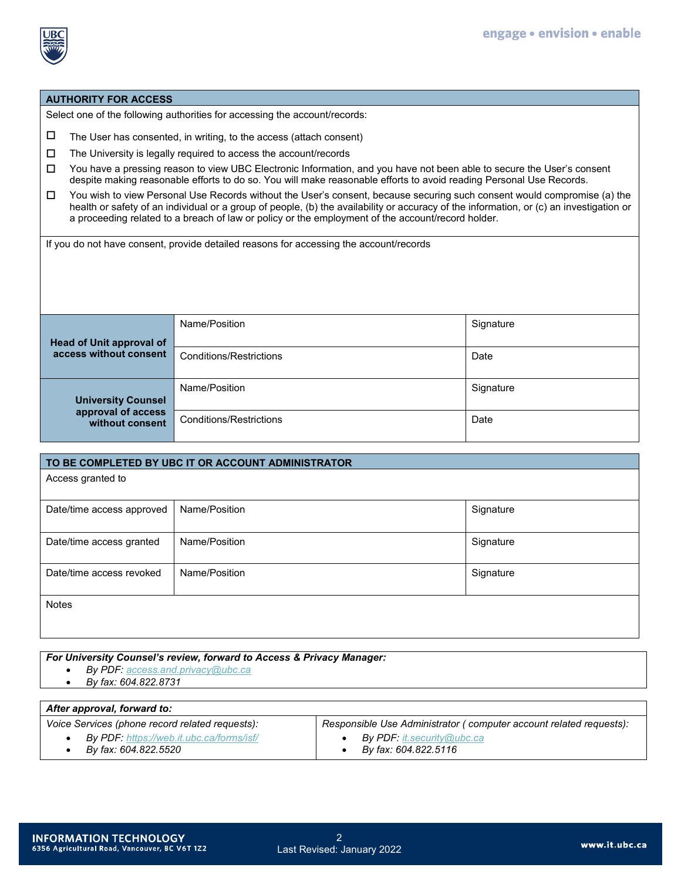## AUTHORITY FOR ACCESS

Select one of the following authorities for accessing the account/records:

- ☐ The User has consented, in writing, to the access (attach consent)
- ☐ The University is legally required to access the account/records
- ☐ You have a pressing reason to view UBC Electronic Information, and you have not been able to secure the User's consent despite making reasonable efforts to do so. You will make reasonable efforts to avoid reading Personal Use Records.
- ☐ You wish to view Personal Use Records without the User's consent, because securing such consent would compromise (a) the health or safety of an individual or a group of people, (b) the availability or accuracy of the information, or (c) an investigation or a proceeding related to a breach of law or policy or the employment of the account/record holder.

If you do not have consent, provide detailed reasons for accessing the account/records

| | | |
|---|---|---|
| **Head of Unit approval of access without consent** | Name/Position | Signature |
| | Conditions/Restrictions | Date |
| **University Counsel approval of access without consent** | Name/Position | Signature |
| | Conditions/Restrictions | Date |

## TO BE COMPLETED BY UBC IT OR ACCOUNT ADMINISTRATOR

Access granted to

| | | |
|---|---|---|
| Date/time access approved | Name/Position | Signature |
| Date/time access granted | Name/Position | Signature |
| Date/time access revoked | Name/Position | Signature |

Notes

***For University Counsel's review, forward to Access & Privacy Manager:***

- *By PDF: access.and.privacy@ubc.ca*
- *By fax: 604.822.8731*

***After approval, forward to:***

*Voice Services (phone record related requests):*

- *By PDF: https://web.it.ubc.ca/forms/isf/*
- *By fax: 604.822.5520*

*Responsible Use Administrator ( computer account related requests):*

- *By PDF: it.security@ubc.ca*
- *By fax: 604.822.5116*